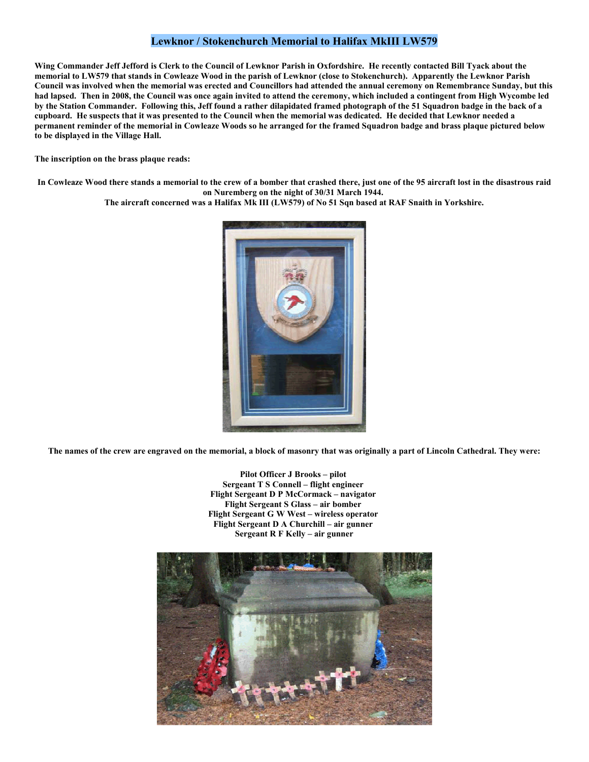# Lewknor / Stokenchurch Memorial to Halifax MkIII LW579

**Wing Commander Jeff Jefford is Clerk to the Council of Lewknor Parish in Oxfordshire. He recently contacted Bill Tyack about the memorial to LW579 that stands in Cowleaze Wood in the parish of Lewknor (close to Stokenchurch). Apparently the Lewknor Parish Council was involved when the memorial was erected and Councillors had attended the annual ceremony on Remembrance Sunday, but this had lapsed. Then in 2008, the Council was once again invited to attend the ceremony, which included a contingent from High Wycombe led by the Station Commander. Following this, Jeff found a rather dilapidated framed photograph of the 51 Squadron badge in the back of a cupboard. He suspects that it was presented to the Council when the memorial was dedicated. He decided that Lewknor needed a permanent reminder of the memorial in Cowleaze Woods so he arranged for the framed Squadron badge and brass plaque pictured below to be displayed in the Village Hall.**

**The inscription on the brass plaque reads:**

**In Cowleaze Wood there stands a memorial to the crew of a bomber that crashed there, just one of the 95 aircraft lost in the disastrous raid on Nuremberg on the night of 30/31 March 1944.**
**The aircraft concerned was a Halifax Mk III (LW579) of No 51 Sqn based at RAF Snaith in Yorkshire.**

**The names of the crew are engraved on the memorial, a block of masonry that was originally a part of Lincoln Cathedral. They were:**

**Pilot Officer J Brooks – pilot**
**Sergeant T S Connell – flight engineer**
**Flight Sergeant D P McCormack – navigator**
**Flight Sergeant S Glass – air bomber**
**Flight Sergeant G W West – wireless operator**
**Flight Sergeant D A Churchill – air gunner**
**Sergeant R F Kelly – air gunner**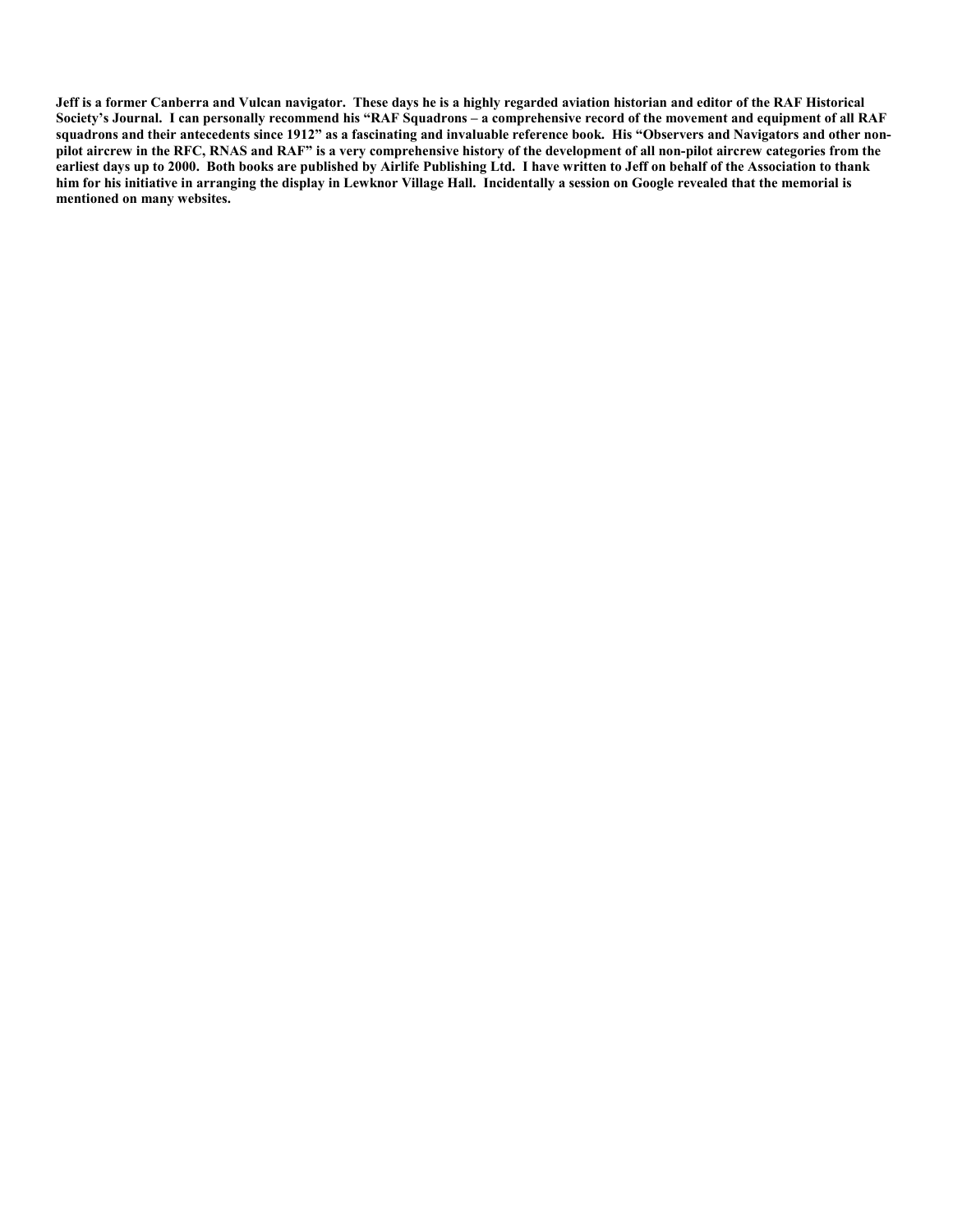**Jeff is a former Canberra and Vulcan navigator. These days he is a highly regarded aviation historian and editor of the RAF Historical Society's Journal. I can personally recommend his "RAF Squadrons – a comprehensive record of the movement and equipment of all RAF squadrons and their antecedents since 1912" as a fascinating and invaluable reference book. His "Observers and Navigators and other non-pilot aircrew in the RFC, RNAS and RAF" is a very comprehensive history of the development of all non-pilot aircrew categories from the earliest days up to 2000. Both books are published by Airlife Publishing Ltd. I have written to Jeff on behalf of the Association to thank him for his initiative in arranging the display in Lewknor Village Hall. Incidentally a session on Google revealed that the memorial is mentioned on many websites.**